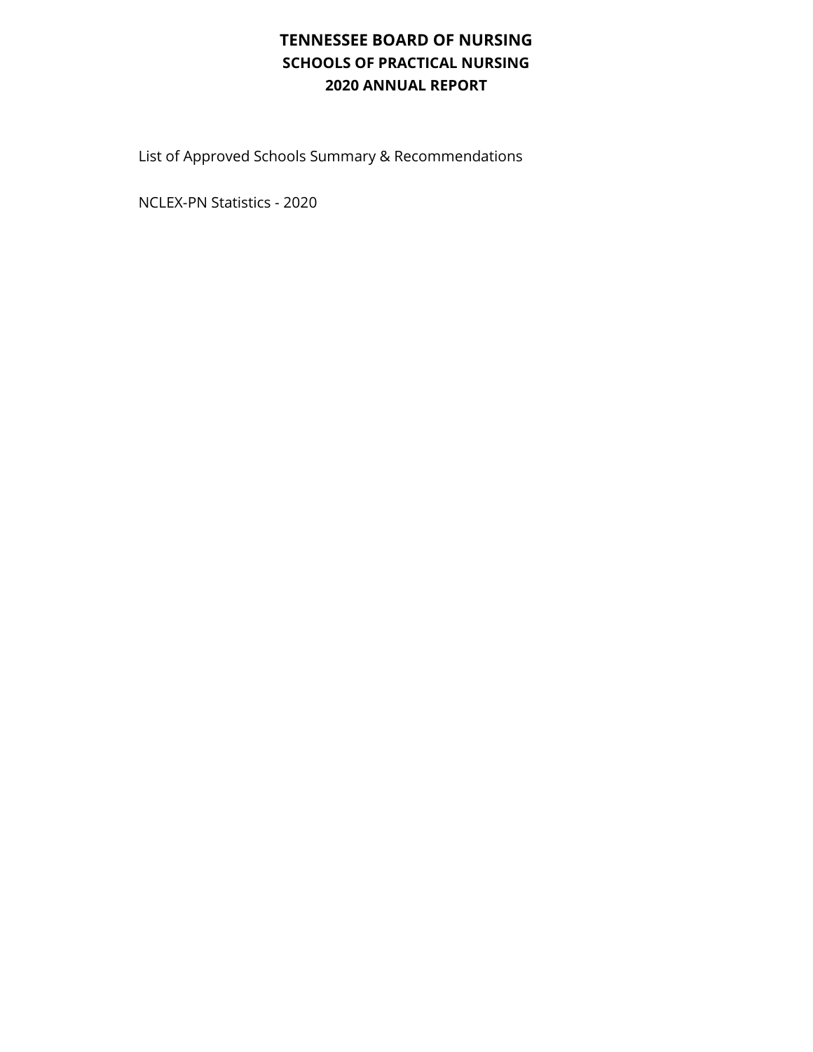# TENNESSEE BOARD OF NURSING

## SCHOOLS OF PRACTICAL NURSING

## 2020 ANNUAL REPORT

List of Approved Schools Summary & Recommendations

NCLEX-PN Statistics - 2020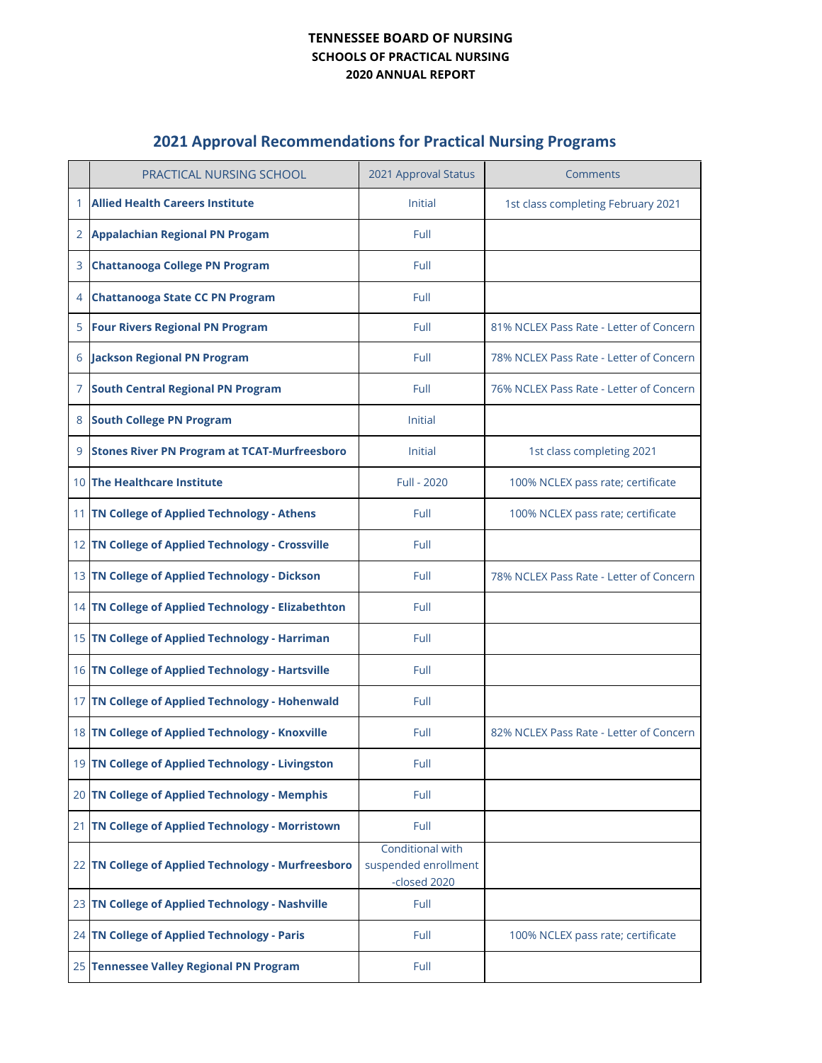# TENNESSEE BOARD OF NURSING
## SCHOOLS OF PRACTICAL NURSING
## 2020 ANNUAL REPORT

## 2021 Approval Recommendations for Practical Nursing Programs

| | PRACTICAL NURSING SCHOOL | 2021 Approval Status | Comments |
|---|---|---|---|
| 1 | **Allied Health Careers Institute** | Initial | 1st class completing February 2021 |
| 2 | **Appalachian Regional PN Progam** | Full | |
| 3 | **Chattanooga College PN Program** | Full | |
| 4 | **Chattanooga State CC PN Program** | Full | |
| 5 | **Four Rivers Regional PN Program** | Full | 81% NCLEX Pass Rate - Letter of Concern |
| 6 | **Jackson Regional PN Program** | Full | 78% NCLEX Pass Rate - Letter of Concern |
| 7 | **South Central Regional PN Program** | Full | 76% NCLEX Pass Rate - Letter of Concern |
| 8 | **South College PN Program** | Initial | |
| 9 | **Stones River PN Program at TCAT-Murfreesboro** | Initial | 1st class completing 2021 |
| 10 | **The Healthcare Institute** | Full - 2020 | 100% NCLEX pass rate; certificate |
| 11 | **TN College of Applied Technology - Athens** | Full | 100% NCLEX pass rate; certificate |
| 12 | **TN College of Applied Technology - Crossville** | Full | |
| 13 | **TN College of Applied Technology - Dickson** | Full | 78% NCLEX Pass Rate - Letter of Concern |
| 14 | **TN College of Applied Technology - Elizabethton** | Full | |
| 15 | **TN College of Applied Technology - Harriman** | Full | |
| 16 | **TN College of Applied Technology - Hartsville** | Full | |
| 17 | **TN College of Applied Technology - Hohenwald** | Full | |
| 18 | **TN College of Applied Technology - Knoxville** | Full | 82% NCLEX Pass Rate - Letter of Concern |
| 19 | **TN College of Applied Technology - Livingston** | Full | |
| 20 | **TN College of Applied Technology - Memphis** | Full | |
| 21 | **TN College of Applied Technology - Morristown** | Full | |
| 22 | **TN College of Applied Technology - Murfreesboro** | Conditional with suspended enrollment -closed 2020 | |
| 23 | **TN College of Applied Technology - Nashville** | Full | |
| 24 | **TN College of Applied Technology - Paris** | Full | 100% NCLEX pass rate; certificate |
| 25 | **Tennessee Valley Regional PN Program** | Full | |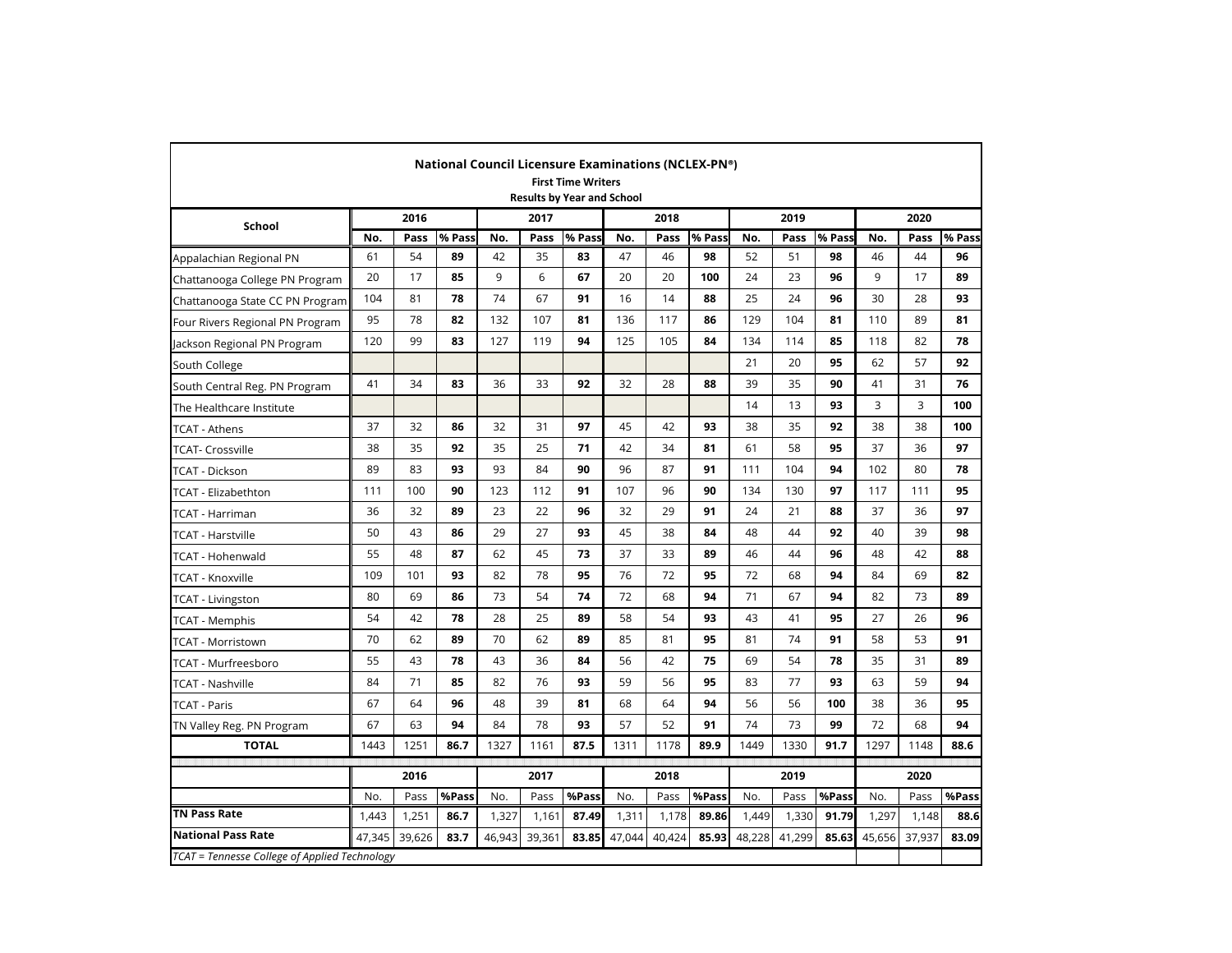**National Council Licensure Examinations (NCLEX-PN®)**
**First Time Writers**
**Results by Year and School**

| School | 2016 | | | 2017 | | | 2018 | | | 2019 | | | 2020 | | |
|---|---|---|---|---|---|---|---|---|---|---|---|---|---|---|---|
| | No. | Pass | % Pass | No. | Pass | % Pass | No. | Pass | % Pass | No. | Pass | % Pass | No. | Pass | % Pass |
| Appalachian Regional PN | 61 | 54 | **89** | 42 | 35 | **83** | 47 | 46 | **98** | 52 | 51 | **98** | 46 | 44 | **96** |
| Chattanooga College PN Program | 20 | 17 | **85** | 9 | 6 | **67** | 20 | 20 | **100** | 24 | 23 | **96** | 9 | 17 | **89** |
| Chattanooga State CC PN Program | 104 | 81 | **78** | 74 | 67 | **91** | 16 | 14 | **88** | 25 | 24 | **96** | 30 | 28 | **93** |
| Four Rivers Regional PN Program | 95 | 78 | **82** | 132 | 107 | **81** | 136 | 117 | **86** | 129 | 104 | **81** | 110 | 89 | **81** |
| Jackson Regional PN Program | 120 | 99 | **83** | 127 | 119 | **94** | 125 | 105 | **84** | 134 | 114 | **85** | 118 | 82 | **78** |
| South College | | | | | | | | | | 21 | 20 | **95** | 62 | 57 | **92** |
| South Central Reg. PN Program | 41 | 34 | **83** | 36 | 33 | **92** | 32 | 28 | **88** | 39 | 35 | **90** | 41 | 31 | **76** |
| The Healthcare Institute | | | | | | | | | | 14 | 13 | **93** | 3 | 3 | **100** |
| TCAT - Athens | 37 | 32 | **86** | 32 | 31 | **97** | 45 | 42 | **93** | 38 | 35 | **92** | 38 | 38 | **100** |
| TCAT- Crossville | 38 | 35 | **92** | 35 | 25 | **71** | 42 | 34 | **81** | 61 | 58 | **95** | 37 | 36 | **97** |
| TCAT - Dickson | 89 | 83 | **93** | 93 | 84 | **90** | 96 | 87 | **91** | 111 | 104 | **94** | 102 | 80 | **78** |
| TCAT - Elizabethton | 111 | 100 | **90** | 123 | 112 | **91** | 107 | 96 | **90** | 134 | 130 | **97** | 117 | 111 | **95** |
| TCAT - Harriman | 36 | 32 | **89** | 23 | 22 | **96** | 32 | 29 | **91** | 24 | 21 | **88** | 37 | 36 | **97** |
| TCAT - Harstville | 50 | 43 | **86** | 29 | 27 | **93** | 45 | 38 | **84** | 48 | 44 | **92** | 40 | 39 | **98** |
| TCAT - Hohenwald | 55 | 48 | **87** | 62 | 45 | **73** | 37 | 33 | **89** | 46 | 44 | **96** | 48 | 42 | **88** |
| TCAT - Knoxville | 109 | 101 | **93** | 82 | 78 | **95** | 76 | 72 | **95** | 72 | 68 | **94** | 84 | 69 | **82** |
| TCAT - Livingston | 80 | 69 | **86** | 73 | 54 | **74** | 72 | 68 | **94** | 71 | 67 | **94** | 82 | 73 | **89** |
| TCAT - Memphis | 54 | 42 | **78** | 28 | 25 | **89** | 58 | 54 | **93** | 43 | 41 | **95** | 27 | 26 | **96** |
| TCAT - Morristown | 70 | 62 | **89** | 70 | 62 | **89** | 85 | 81 | **95** | 81 | 74 | **91** | 58 | 53 | **91** |
| TCAT - Murfreesboro | 55 | 43 | **78** | 43 | 36 | **84** | 56 | 42 | **75** | 69 | 54 | **78** | 35 | 31 | **89** |
| TCAT - Nashville | 84 | 71 | **85** | 82 | 76 | **93** | 59 | 56 | **95** | 83 | 77 | **93** | 63 | 59 | **94** |
| TCAT - Paris | 67 | 64 | **96** | 48 | 39 | **81** | 68 | 64 | **94** | 56 | 56 | **100** | 38 | 36 | **95** |
| TN Valley Reg. PN Program | 67 | 63 | **94** | 84 | 78 | **93** | 57 | 52 | **91** | 74 | 73 | **99** | 72 | 68 | **94** |
| **TOTAL** | 1443 | 1251 | **86.7** | 1327 | 1161 | **87.5** | 1311 | 1178 | **89.9** | 1449 | 1330 | **91.7** | 1297 | 1148 | **88.6** |

| | 2016 | | | 2017 | | | 2018 | | | 2019 | | | 2020 | | |
|---|---|---|---|---|---|---|---|---|---|---|---|---|---|---|---|
| | No. | Pass | %Pass | No. | Pass | %Pass | No. | Pass | %Pass | No. | Pass | %Pass | No. | Pass | %Pass |
| **TN Pass Rate** | 1,443 | 1,251 | **86.7** | 1,327 | 1,161 | **87.49** | 1,311 | 1,178 | **89.86** | 1,449 | 1,330 | **91.79** | 1,297 | 1,148 | **88.6** |
| **National Pass Rate** | 47,345 | 39,626 | **83.7** | 46,943 | 39,361 | **83.85** | 47,044 | 40,424 | **85.93** | 48,228 | 41,299 | **85.63** | 45,656 | 37,937 | **83.09** |

*TCAT = Tennesse College of Applied Technology*